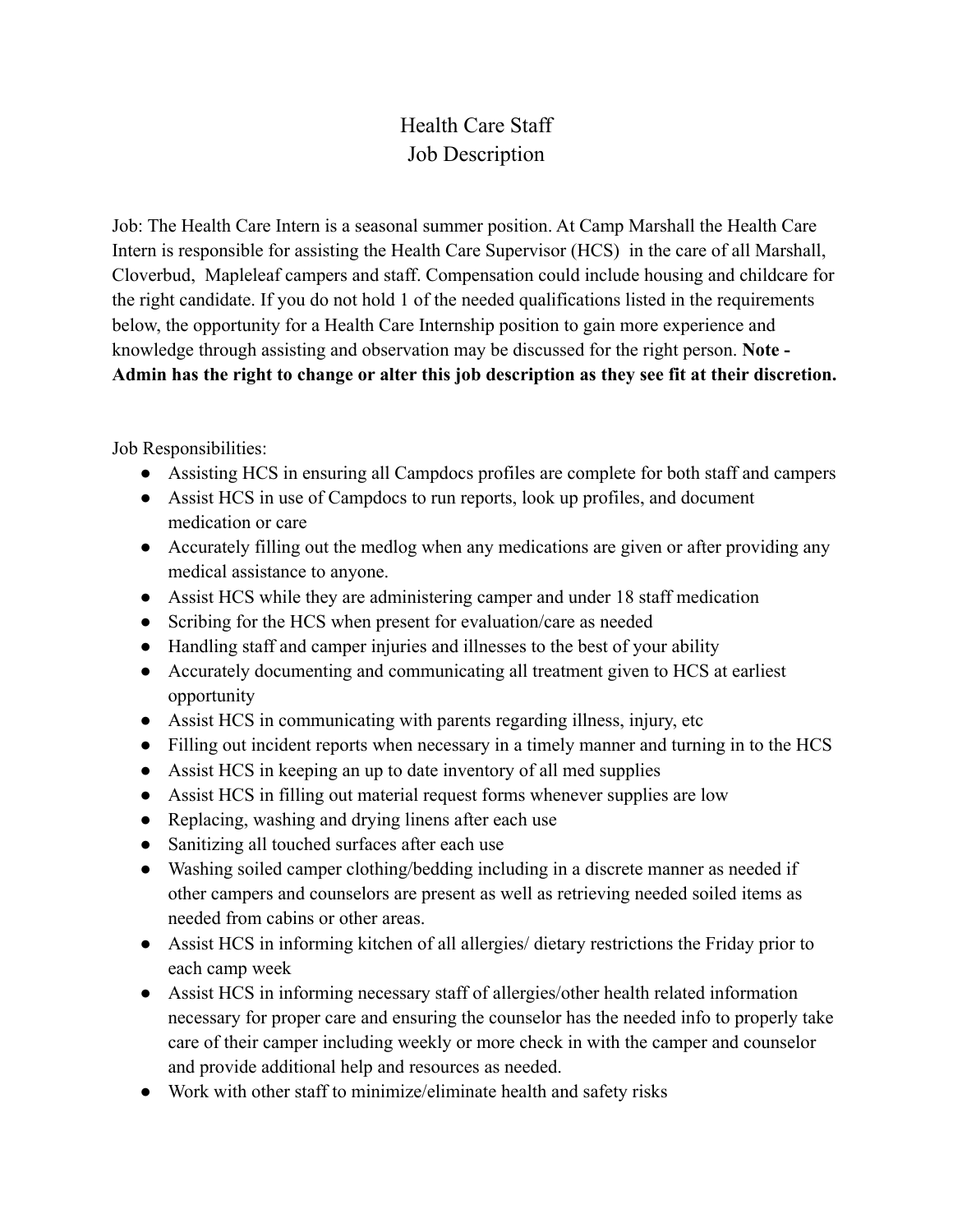# Health Care Staff
# Job Description

Job: The Health Care Intern is a seasonal summer position. At Camp Marshall the Health Care Intern is responsible for assisting the Health Care Supervisor (HCS) in the care of all Marshall, Cloverbud, Mapleleaf campers and staff. Compensation could include housing and childcare for the right candidate. If you do not hold 1 of the needed qualifications listed in the requirements below, the opportunity for a Health Care Internship position to gain more experience and knowledge through assisting and observation may be discussed for the right person. **Note - Admin has the right to change or alter this job description as they see fit at their discretion.**

Job Responsibilities:

- Assisting HCS in ensuring all Campdocs profiles are complete for both staff and campers
- Assist HCS in use of Campdocs to run reports, look up profiles, and document medication or care
- Accurately filling out the medlog when any medications are given or after providing any medical assistance to anyone.
- Assist HCS while they are administering camper and under 18 staff medication
- Scribing for the HCS when present for evaluation/care as needed
- Handling staff and camper injuries and illnesses to the best of your ability
- Accurately documenting and communicating all treatment given to HCS at earliest opportunity
- Assist HCS in communicating with parents regarding illness, injury, etc
- Filling out incident reports when necessary in a timely manner and turning in to the HCS
- Assist HCS in keeping an up to date inventory of all med supplies
- Assist HCS in filling out material request forms whenever supplies are low
- Replacing, washing and drying linens after each use
- Sanitizing all touched surfaces after each use
- Washing soiled camper clothing/bedding including in a discrete manner as needed if other campers and counselors are present as well as retrieving needed soiled items as needed from cabins or other areas.
- Assist HCS in informing kitchen of all allergies/ dietary restrictions the Friday prior to each camp week
- Assist HCS in informing necessary staff of allergies/other health related information necessary for proper care and ensuring the counselor has the needed info to properly take care of their camper including weekly or more check in with the camper and counselor and provide additional help and resources as needed.
- Work with other staff to minimize/eliminate health and safety risks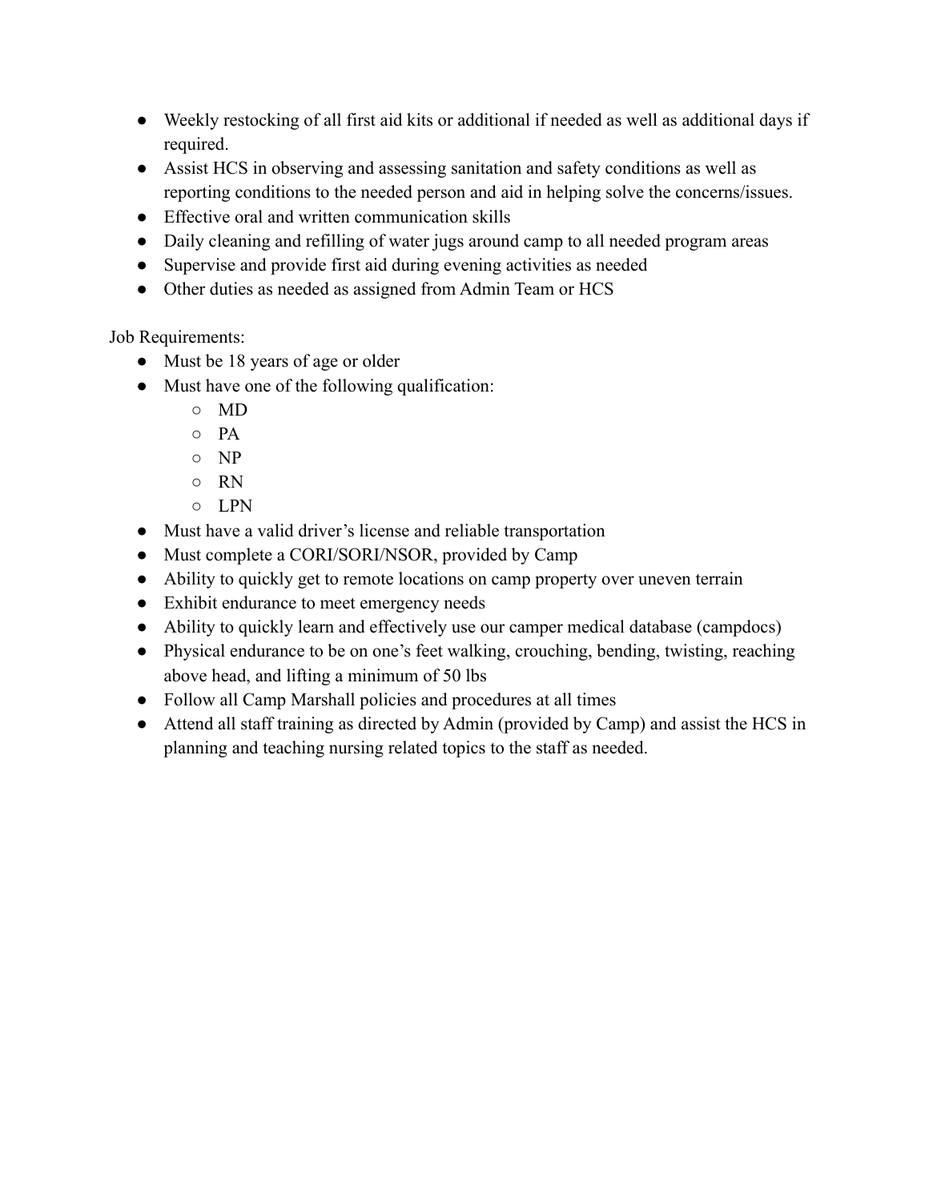- Weekly restocking of all first aid kits or additional if needed as well as additional days if required.
- Assist HCS in observing and assessing sanitation and safety conditions as well as reporting conditions to the needed person and aid in helping solve the concerns/issues.
- Effective oral and written communication skills
- Daily cleaning and refilling of water jugs around camp to all needed program areas
- Supervise and provide first aid during evening activities as needed
- Other duties as needed as assigned from Admin Team or HCS

Job Requirements:

- Must be 18 years of age or older
- Must have one of the following qualification:
  - MD
  - PA
  - NP
  - RN
  - LPN
- Must have a valid driver's license and reliable transportation
- Must complete a CORI/SORI/NSOR, provided by Camp
- Ability to quickly get to remote locations on camp property over uneven terrain
- Exhibit endurance to meet emergency needs
- Ability to quickly learn and effectively use our camper medical database (campdocs)
- Physical endurance to be on one's feet walking, crouching, bending, twisting, reaching above head, and lifting a minimum of 50 lbs
- Follow all Camp Marshall policies and procedures at all times
- Attend all staff training as directed by Admin (provided by Camp) and assist the HCS in planning and teaching nursing related topics to the staff as needed.